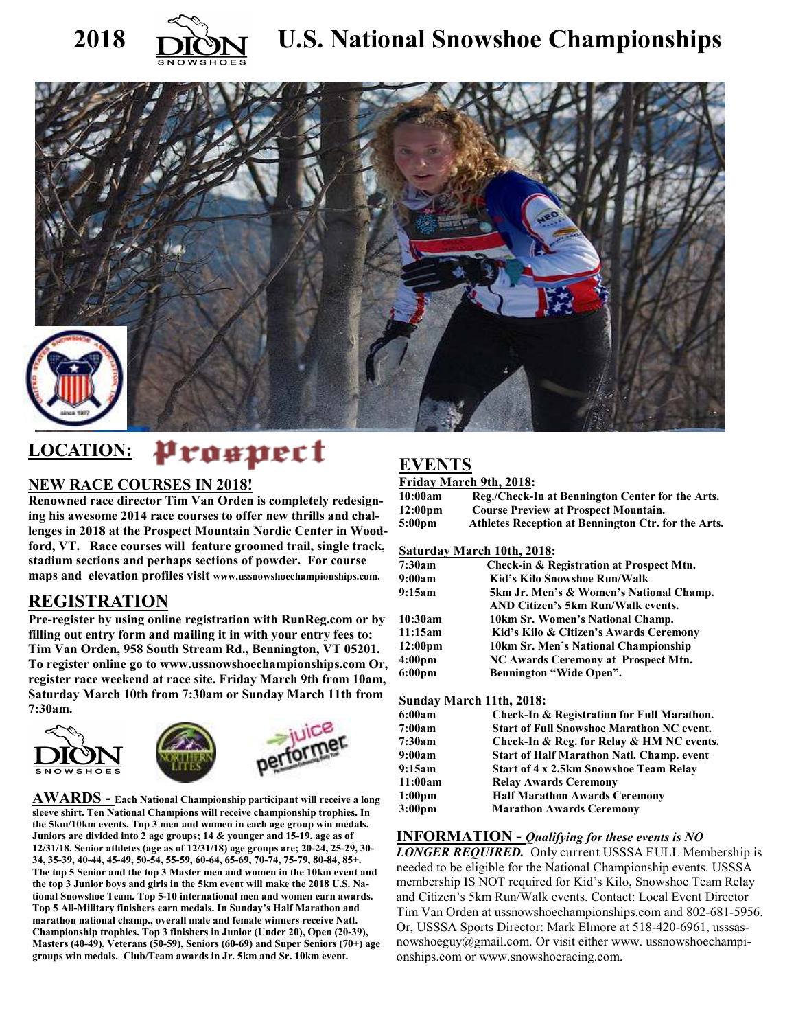# 2018 U.S. National Snowshoe Championships

## LOCATION: Prospect

### NEW RACE COURSES IN 2018!

**Renowned race director Tim Van Orden is completely redesigning his awesome 2014 race courses to offer new thrills and challenges in 2018 at the Prospect Mountain Nordic Center in Woodford, VT. Race courses will feature groomed trail, single track, stadium sections and perhaps sections of powder. For course maps and elevation profiles visit www.ussnowshoechampionships.com.**

## REGISTRATION

**Pre-register by using online registration with RunReg.com or by filling out entry form and mailing it in with your entry fees to: Tim Van Orden, 958 South Stream Rd., Bennington, VT 05201. To register online go to www.ussnowshoechampionships.com Or, register race weekend at race site. Friday March 9th from 10am, Saturday March 10th from 7:30am or Sunday March 11th from 7:30am.**

**AWARDS -** **Each National Championship participant will receive a long sleeve shirt. Ten National Champions will receive championship trophies. In the 5km/10km events, Top 3 men and women in each age group win medals. Juniors are divided into 2 age groups; 14 & younger and 15-19, age as of 12/31/18. Senior athletes (age as of 12/31/18) age groups are; 20-24, 25-29, 30-34, 35-39, 40-44, 45-49, 50-54, 55-59, 60-64, 65-69, 70-74, 75-79, 80-84, 85+. The top 5 Senior and the top 3 Master men and women in the 10km event and the top 3 Junior boys and girls in the 5km event will make the 2018 U.S. National Snowshoe Team. Top 5-10 international men and women earn awards. Top 5 All-Military finishers earn medals. In Sunday's Half Marathon and marathon national champ., overall male and female winners receive Natl. Championship trophies. Top 3 finishers in Junior (Under 20), Open (20-39), Masters (40-49), Veterans (50-59), Seniors (60-69) and Super Seniors (70+) age groups win medals. Club/Team awards in Jr. 5km and Sr. 10km event.**

## EVENTS

**Friday March 9th, 2018:**

| | |
|---|---|
| **10:00am** | **Reg./Check-In at Bennington Center for the Arts.** |
| **12:00pm** | **Course Preview at Prospect Mountain.** |
| **5:00pm** | **Athletes Reception at Bennington Ctr. for the Arts.** |

**Saturday March 10th, 2018:**

| | |
|---|---|
| **7:30am** | **Check-in & Registration at Prospect Mtn.** |
| **9:00am** | **Kid's Kilo Snowshoe Run/Walk** |
| **9:15am** | **5km Jr. Men's & Women's National Champ. AND Citizen's 5km Run/Walk events.** |
| **10:30am** | **10km Sr. Women's National Champ.** |
| **11:15am** | **Kid's Kilo & Citizen's Awards Ceremony** |
| **12:00pm** | **10km Sr. Men's National Championship** |
| **4:00pm** | **NC Awards Ceremony at Prospect Mtn.** |
| **6:00pm** | **Bennington "Wide Open".** |

**Sunday March 11th, 2018:**

| | |
|---|---|
| **6:00am** | **Check-In & Registration for Full Marathon.** |
| **7:00am** | **Start of Full Snowshoe Marathon NC event.** |
| **7:30am** | **Check-In & Reg. for Relay & HM NC events.** |
| **9:00am** | **Start of Half Marathon Natl. Champ. event** |
| **9:15am** | **Start of 4 x 2.5km Snowshoe Team Relay** |
| **11:00am** | **Relay Awards Ceremony** |
| **1:00pm** | **Half Marathon Awards Ceremony** |
| **3:00pm** | **Marathon Awards Ceremony** |

**INFORMATION -** ***Qualifying for these events is NO LONGER REQUIRED.*** Only current USSSA FULL Membership is needed to be eligible for the National Championship events. USSSA membership IS NOT required for Kid's Kilo, Snowshoe Team Relay and Citizen's 5km Run/Walk events. Contact: Local Event Director Tim Van Orden at ussnowshoechampionships.com and 802-681-5956. Or, USSSA Sports Director: Mark Elmore at 518-420-6961, usssasnowshoeguy@gmail.com. Or visit either www. ussnowshoechampionships.com or www.snowshoeracing.com.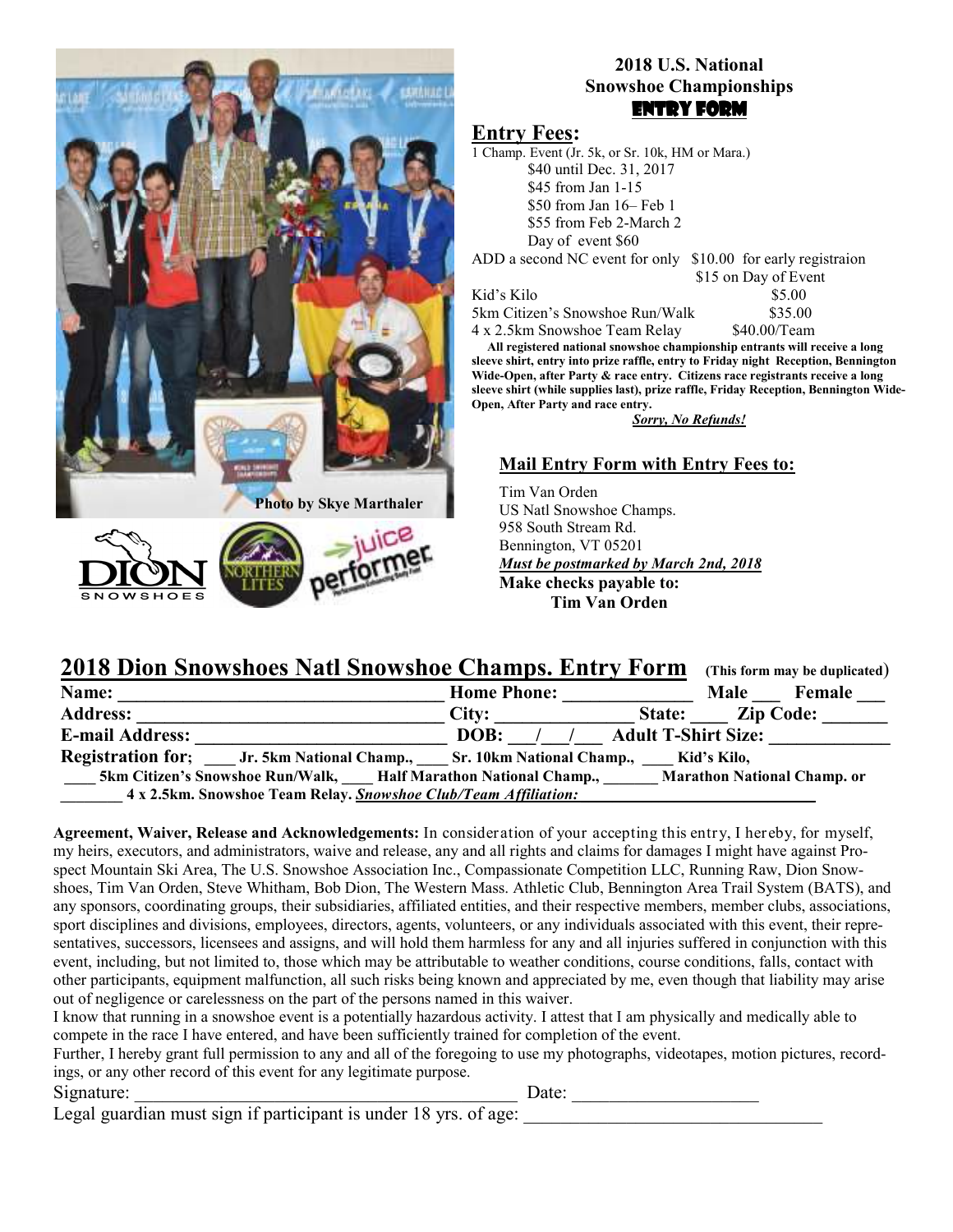Photo by Skye Marthaler

## 2018 U.S. National Snowshoe Championships

**ENTRY FORM**

**Entry Fees:**

1 Champ. Event (Jr. 5k, or Sr. 10k, HM or Mara.)

$40 until Dec. 31, 2017
$45 from Jan 1-15
$50 from Jan 16– Feb 1
$55 from Feb 2-March 2
Day of event $60

ADD a second NC event for only $10.00 for early registraion
$15 on Day of Event

| | |
|---|---|
| Kid's Kilo | $5.00 |
| 5km Citizen's Snowshoe Run/Walk | $35.00 |
| 4 x 2.5km Snowshoe Team Relay | $40.00/Team |

**All registered national snowshoe championship entrants will receive a long sleeve shirt, entry into prize raffle, entry to Friday night Reception, Bennington Wide-Open, after Party & race entry. Citizens race registrants receive a long sleeve shirt (while supplies last), prize raffle, Friday Reception, Bennington Wide-Open, After Party and race entry.**

***Sorry, No Refunds!***

**Mail Entry Form with Entry Fees to:**

Tim Van Orden
US Natl Snowshoe Champs.
958 South Stream Rd.
Bennington, VT 05201
***Must be postmarked by March 2nd, 2018***
**Make checks payable to:**
**Tim Van Orden**

## 2018 Dion Snowshoes Natl Snowshoe Champs. Entry Form (This form may be duplicated)

**Name:** ______________________________ **Home Phone:** ______________ **Male** ___ **Female** ___
**Address:** ______________________________ **City:** ______________ **State:** ____ **Zip Code:** _______
**E-mail Address:** __________________________ **DOB:** ___/___/___ **Adult T-Shirt Size:** _____________
**Registration for;** ____ **Jr. 5km National Champ.,** ____ **Sr. 10km National Champ.,** ____ **Kid's Kilo,**
____ **5km Citizen's Snowshoe Run/Walk,** ____ **Half Marathon National Champ.,** _______ **Marathon National Champ. or**
________ **4 x 2.5km. Snowshoe Team Relay.** ***Snowshoe Club/Team Affiliation:*** ___________________________

**Agreement, Waiver, Release and Acknowledgements:** In consideration of your accepting this entry, I hereby, for myself, my heirs, executors, and administrators, waive and release, any and all rights and claims for damages I might have against Prospect Mountain Ski Area, The U.S. Snowshoe Association Inc., Compassionate Competition LLC, Running Raw, Dion Snowshoes, Tim Van Orden, Steve Whitham, Bob Dion, The Western Mass. Athletic Club, Bennington Area Trail System (BATS), and any sponsors, coordinating groups, their subsidiaries, affiliated entities, and their respective members, member clubs, associations, sport disciplines and divisions, employees, directors, agents, volunteers, or any individuals associated with this event, their representatives, successors, licensees and assigns, and will hold them harmless for any and all injuries suffered in conjunction with this event, including, but not limited to, those which may be attributable to weather conditions, course conditions, falls, contact with other participants, equipment malfunction, all such risks being known and appreciated by me, even though that liability may arise out of negligence or carelessness on the part of the persons named in this waiver.

I know that running in a snowshoe event is a potentially hazardous activity. I attest that I am physically and medically able to compete in the race I have entered, and have been sufficiently trained for completion of the event.

Further, I hereby grant full permission to any and all of the foregoing to use my photographs, videotapes, motion pictures, recordings, or any other record of this event for any legitimate purpose.

Signature: _________________________________________ Date: ____________________

Legal guardian must sign if participant is under 18 yrs. of age: ________________________________